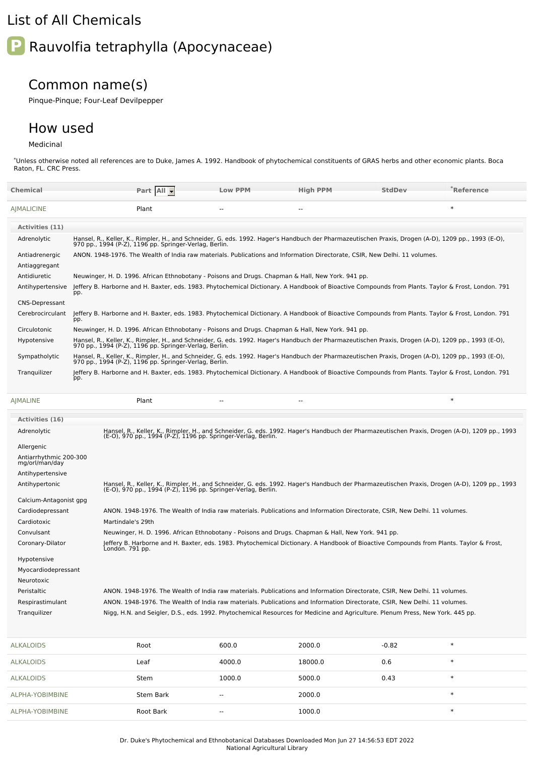# List of All Chemicals

## P Rauvolfia tetraphylla (Apocynaceae)

### Common name(s)

Pinque-Pinque; Four-Leaf Devilpepper

### How used

Medicinal

*Unless otherwise noted all references are to Duke, James A. 1992. Handbook of phytochemical constituents of GRAS herbs and other economic plants. Boca Raton, FL. CRC Press.

| Chemical | Part | Low PPM | High PPM | StdDev | *Reference |
|---|---|---|---|---|---|
| AJMALICINE | Plant | -- | -- | | * |

**Activities (11)**

| Activity | Reference |
|---|---|
| Adrenolytic | Hansel, R., Keller, K., Rimpler, H., and Schneider, G. eds. 1992. Hager's Handbuch der Pharmazeutischen Praxis, Drogen (A-D), 1209 pp., 1993 (E-O), 970 pp., 1994 (P-Z), 1196 pp. Springer-Verlag, Berlin. |
| Antiadrenergic | ANON. 1948-1976. The Wealth of India raw materials. Publications and Information Directorate, CSIR, New Delhi. 11 volumes. |
| Antiaggregant | |
| Antidiuretic | Neuwinger, H. D. 1996. African Ethnobotany - Poisons and Drugs. Chapman & Hall, New York. 941 pp. |
| Antihypertensive | Jeffery B. Harborne and H. Baxter, eds. 1983. Phytochemical Dictionary. A Handbook of Bioactive Compounds from Plants. Taylor & Frost, London. 791 pp. |
| CNS-Depressant | |
| Cerebrocirculant | Jeffery B. Harborne and H. Baxter, eds. 1983. Phytochemical Dictionary. A Handbook of Bioactive Compounds from Plants. Taylor & Frost, London. 791 pp. |
| Circulotonic | Neuwinger, H. D. 1996. African Ethnobotany - Poisons and Drugs. Chapman & Hall, New York. 941 pp. |
| Hypotensive | Hansel, R., Keller, K., Rimpler, H., and Schneider, G. eds. 1992. Hager's Handbuch der Pharmazeutischen Praxis, Drogen (A-D), 1209 pp., 1993 (E-O), 970 pp., 1994 (P-Z), 1196 pp. Springer-Verlag, Berlin. |
| Sympatholytic | Hansel, R., Keller, K., Rimpler, H., and Schneider, G. eds. 1992. Hager's Handbuch der Pharmazeutischen Praxis, Drogen (A-D), 1209 pp., 1993 (E-O), 970 pp., 1994 (P-Z), 1196 pp. Springer-Verlag, Berlin. |
| Tranquilizer | Jeffery B. Harborne and H. Baxter, eds. 1983. Phytochemical Dictionary. A Handbook of Bioactive Compounds from Plants. Taylor & Frost, London. 791 pp. |

| Chemical | Part | Low PPM | High PPM | StdDev | *Reference |
|---|---|---|---|---|---|
| AJMALINE | Plant | -- | -- | | * |

**Activities (16)**

| Activity | Reference |
|---|---|
| Adrenolytic | Hansel, R., Keller, K., Rimpler, H., and Schneider, G. eds. 1992. Hager's Handbuch der Pharmazeutischen Praxis, Drogen (A-D), 1209 pp., 1993 (E-O), 970 pp., 1994 (P-Z), 1196 pp. Springer-Verlag, Berlin. |
| Allergenic | |
| Antiarrhythmic 200-300 mg/orl/man/day | |
| Antihypertensive | |
| Antihypertonic | Hansel, R., Keller, K., Rimpler, H., and Schneider, G. eds. 1992. Hager's Handbuch der Pharmazeutischen Praxis, Drogen (A-D), 1209 pp., 1993 (E-O), 970 pp., 1994 (P-Z), 1196 pp. Springer-Verlag, Berlin. |
| Calcium-Antagonist gpg | |
| Cardiodepressant | ANON. 1948-1976. The Wealth of India raw materials. Publications and Information Directorate, CSIR, New Delhi. 11 volumes. |
| Cardiotoxic | Martindale's 29th |
| Convulsant | Neuwinger, H. D. 1996. African Ethnobotany - Poisons and Drugs. Chapman & Hall, New York. 941 pp. |
| Coronary-Dilator | Jeffery B. Harborne and H. Baxter, eds. 1983. Phytochemical Dictionary. A Handbook of Bioactive Compounds from Plants. Taylor & Frost, London. 791 pp. |
| Hypotensive | |
| Myocardiodepressant | |
| Neurotoxic | |
| Peristaltic | ANON. 1948-1976. The Wealth of India raw materials. Publications and Information Directorate, CSIR, New Delhi. 11 volumes. |
| Respirastimulant | ANON. 1948-1976. The Wealth of India raw materials. Publications and Information Directorate, CSIR, New Delhi. 11 volumes. |
| Tranquilizer | Nigg, H.N. and Seigler, D.S., eds. 1992. Phytochemical Resources for Medicine and Agriculture. Plenum Press, New York. 445 pp. |

| Chemical | Part | Low PPM | High PPM | StdDev | *Reference |
|---|---|---|---|---|---|
| ALKALOIDS | Root | 600.0 | 2000.0 | -0.82 | * |
| ALKALOIDS | Leaf | 4000.0 | 18000.0 | 0.6 | * |
| ALKALOIDS | Stem | 1000.0 | 5000.0 | 0.43 | * |
| ALPHA-YOBIMBINE | Stem Bark | -- | 2000.0 | | * |
| ALPHA-YOBIMBINE | Root Bark | -- | 1000.0 | | * |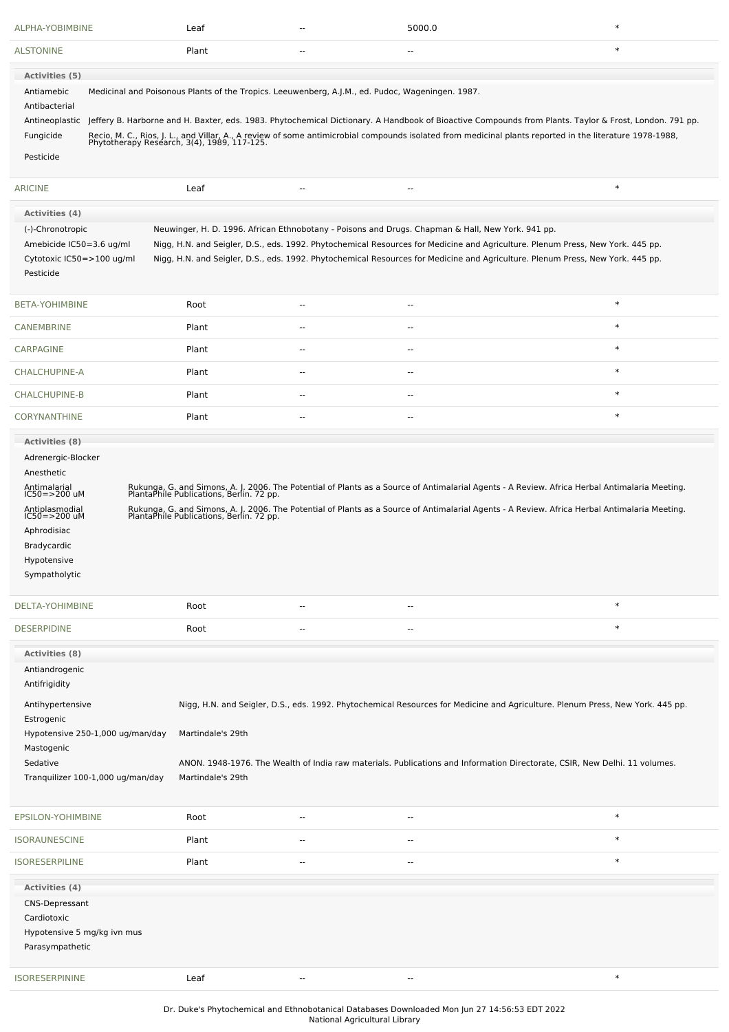| | | | | |
|---|---|---|---|---|
| ALPHA-YOBIMBINE | Leaf | -- | 5000.0 | * |
| ALSTONINE | Plant | -- | -- | * |

**Activities (5)**

| | |
|---|---|
| Antiamebic | Medicinal and Poisonous Plants of the Tropics. Leeuwenberg, A.J.M., ed. Pudoc, Wageningen. 1987. |
| Antibacterial | |
| Antineoplastic | Jeffery B. Harborne and H. Baxter, eds. 1983. Phytochemical Dictionary. A Handbook of Bioactive Compounds from Plants. Taylor & Frost, London. 791 pp. |
| Fungicide | Recio, M. C., Rios, J. L., and Villar, A., A review of some antimicrobial compounds isolated from medicinal plants reported in the literature 1978-1988, Phytotherapy Research, 3(4), 1989, 117-125. |
| Pesticide | |

| | | | | |
|---|---|---|---|---|
| ARICINE | Leaf | -- | -- | * |

**Activities (4)**

| | |
|---|---|
| (-)-Chronotropic | Neuwinger, H. D. 1996. African Ethnobotany - Poisons and Drugs. Chapman & Hall, New York. 941 pp. |
| Amebicide IC50=3.6 ug/ml | Nigg, H.N. and Seigler, D.S., eds. 1992. Phytochemical Resources for Medicine and Agriculture. Plenum Press, New York. 445 pp. |
| Cytotoxic IC50=>100 ug/ml | Nigg, H.N. and Seigler, D.S., eds. 1992. Phytochemical Resources for Medicine and Agriculture. Plenum Press, New York. 445 pp. |
| Pesticide | |

| | | | | |
|---|---|---|---|---|
| BETA-YOHIMBINE | Root | -- | -- | * |
| CANEMBRINE | Plant | -- | -- | * |
| CARPAGINE | Plant | -- | -- | * |
| CHALCHUPINE-A | Plant | -- | -- | * |
| CHALCHUPINE-B | Plant | -- | -- | * |
| CORYNANTHINE | Plant | -- | -- | * |

**Activities (8)**

| | |
|---|---|
| Adrenergic-Blocker | |
| Anesthetic | |
| Antimalarial IC50=>200 uM | Rukunga, G. and Simons, A. J. 2006. The Potential of Plants as a Source of Antimalarial Agents - A Review. Africa Herbal Antimalaria Meeting. PlantaPhile Publications, Berlin. 72 pp. |
| Antiplasmodial IC50=>200 uM | Rukunga, G. and Simons, A. J. 2006. The Potential of Plants as a Source of Antimalarial Agents - A Review. Africa Herbal Antimalaria Meeting. PlantaPhile Publications, Berlin. 72 pp. |
| Aphrodisiac | |
| Bradycardic | |
| Hypotensive | |
| Sympatholytic | |

| | | | | |
|---|---|---|---|---|
| DELTA-YOHIMBINE | Root | -- | -- | * |
| DESERPIDINE | Root | -- | -- | * |

**Activities (8)**

| | |
|---|---|
| Antiandrogenic | |
| Antifrigidity | |
| Antihypertensive | Nigg, H.N. and Seigler, D.S., eds. 1992. Phytochemical Resources for Medicine and Agriculture. Plenum Press, New York. 445 pp. |
| Estrogenic | |
| Hypotensive 250-1,000 ug/man/day | Martindale's 29th |
| Mastogenic | |
| Sedative | ANON. 1948-1976. The Wealth of India raw materials. Publications and Information Directorate, CSIR, New Delhi. 11 volumes. |
| Tranquilizer 100-1,000 ug/man/day | Martindale's 29th |

| | | | | |
|---|---|---|---|---|
| EPSILON-YOHIMBINE | Root | -- | -- | * |
| ISORAUNESCINE | Plant | -- | -- | * |
| ISORESERPILINE | Plant | -- | -- | * |

**Activities (4)**

- CNS-Depressant
- Cardiotoxic
- Hypotensive 5 mg/kg ivn mus
- Parasympathetic

| | | | | |
|---|---|---|---|---|
| ISORESERPININE | Leaf | -- | -- | * |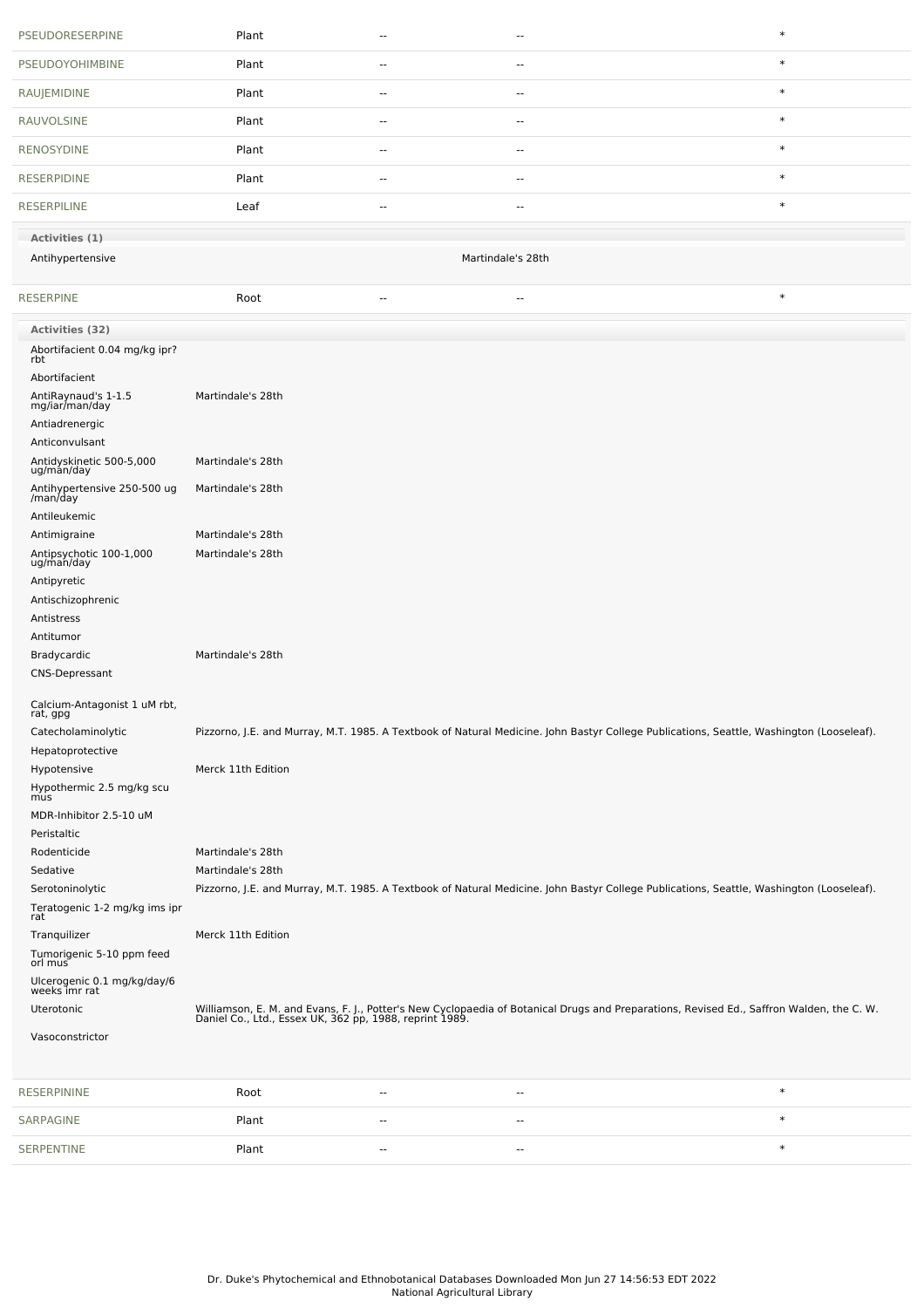| | | | | |
|---|---|---|---|---|
| PSEUDORESERPINE | Plant | -- | -- | * |
| PSEUDOYOHIMBINE | Plant | -- | -- | * |
| RAUJEMIDINE | Plant | -- | -- | * |
| RAUVOLSINE | Plant | -- | -- | * |
| RENOSYDINE | Plant | -- | -- | * |
| RESERPIDINE | Plant | -- | -- | * |
| RESERPILINE | Leaf | -- | -- | * |

**Activities (1)**

| | |
|---|---|
| Antihypertensive | Martindale's 28th |

| | | | | |
|---|---|---|---|---|
| RESERPINE | Root | -- | -- | * |

**Activities (32)**

| | |
|---|---|
| Abortifacient 0.04 mg/kg ipr? rbt | |
| Abortifacient | |
| AntiRaynaud's 1-1.5 mg/iar/man/day | Martindale's 28th |
| Antiadrenergic | |
| Anticonvulsant | |
| Antidyskinetic 500-5,000 ug/man/day | Martindale's 28th |
| Antihypertensive 250-500 ug /man/day | Martindale's 28th |
| Antileukemic | |
| Antimigraine | Martindale's 28th |
| Antipsychotic 100-1,000 ug/man/day | Martindale's 28th |
| Antipyretic | |
| Antischizophrenic | |
| Antistress | |
| Antitumor | |
| Bradycardic | Martindale's 28th |
| CNS-Depressant | |
| Calcium-Antagonist 1 uM rbt, rat, gpg | |
| Catecholaminolytic | Pizzorno, J.E. and Murray, M.T. 1985. A Textbook of Natural Medicine. John Bastyr College Publications, Seattle, Washington (Looseleaf). |
| Hepatoprotective | |
| Hypotensive | Merck 11th Edition |
| Hypothermic 2.5 mg/kg scu mus | |
| MDR-Inhibitor 2.5-10 uM | |
| Peristaltic | |
| Rodenticide | Martindale's 28th |
| Sedative | Martindale's 28th |
| Serotoninolytic | Pizzorno, J.E. and Murray, M.T. 1985. A Textbook of Natural Medicine. John Bastyr College Publications, Seattle, Washington (Looseleaf). |
| Teratogenic 1-2 mg/kg ims ipr rat | |
| Tranquilizer | Merck 11th Edition |
| Tumorigenic 5-10 ppm feed orl mus | |
| Ulcerogenic 0.1 mg/kg/day/6 weeks imr rat | |
| Uterotonic | Williamson, E. M. and Evans, F. J., Potter's New Cyclopaedia of Botanical Drugs and Preparations, Revised Ed., Saffron Walden, the C. W. Daniel Co., Ltd., Essex UK, 362 pp, 1988, reprint 1989. |
| Vasoconstrictor | |

| | | | | |
|---|---|---|---|---|
| RESERPININE | Root | -- | -- | * |
| SARPAGINE | Plant | -- | -- | * |
| SERPENTINE | Plant | -- | -- | * |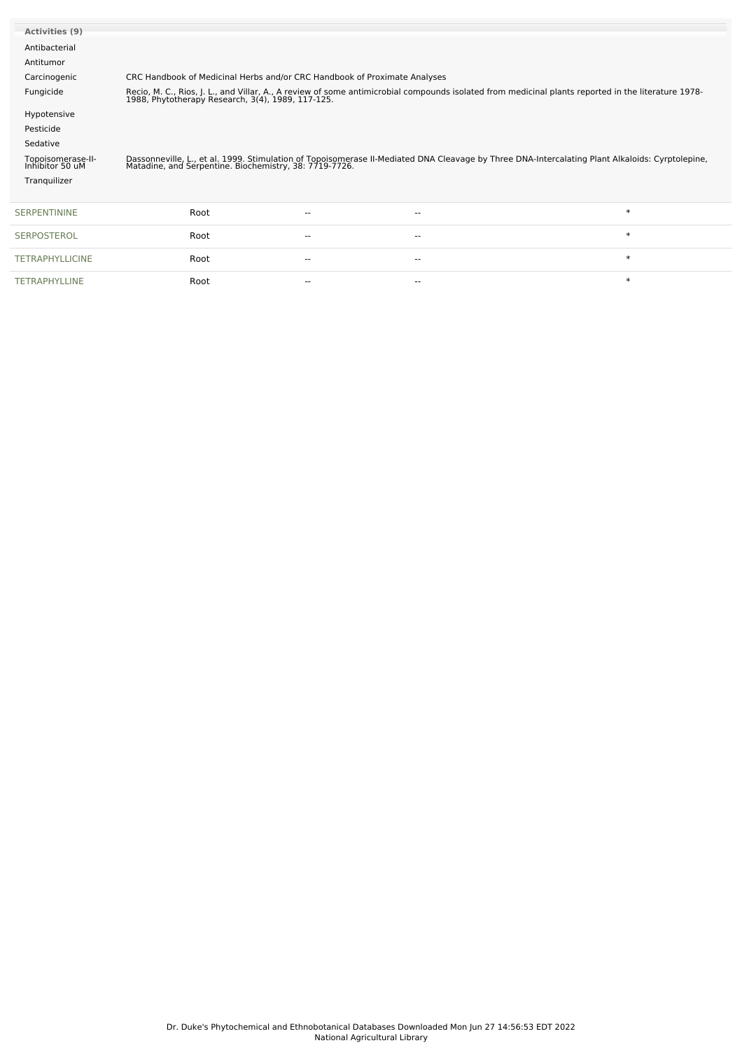| Activities (9) | |
| --- | --- |
| Antibacterial | |
| Antitumor | |
| Carcinogenic | CRC Handbook of Medicinal Herbs and/or CRC Handbook of Proximate Analyses |
| Fungicide | Recio, M. C., Rios, J. L., and Villar, A., A review of some antimicrobial compounds isolated from medicinal plants reported in the literature 1978-1988, Phytotherapy Research, 3(4), 1989, 117-125. |
| Hypotensive | |
| Pesticide | |
| Sedative | |
| Topoisomerase-II-Inhibitor 50 uM | Dassonneville, L., et al. 1999. Stimulation of Topoisomerase II-Mediated DNA Cleavage by Three DNA-Intercalating Plant Alkaloids: Cyrptolepine, Matadine, and Serpentine. Biochemistry, 38: 7719-7726. |
| Tranquilizer | |

| | | | | |
| --- | --- | --- | --- | --- |
| SERPENTININE | Root | -- | -- | * |
| SERPOSTEROL | Root | -- | -- | * |
| TETRAPHYLLICINE | Root | -- | -- | * |
| TETRAPHYLLINE | Root | -- | -- | * |

Dr. Duke's Phytochemical and Ethnobotanical Databases Downloaded Mon Jun 27 14:56:53 EDT 2022
National Agricultural Library